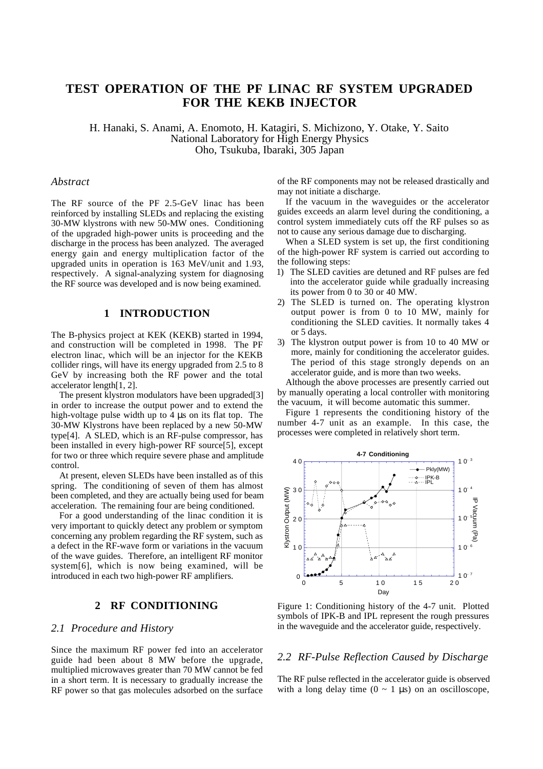# TEST OPERATION OF THE PF LINAC RF SYSTEM UPGRADED FOR THE KEKB INJECTOR

H. Hanaki, S. Anami, A. Enomoto, H. Katagiri, S. Michizono, Y. Otake, Y. Saito
National Laboratory for High Energy Physics
Oho, Tsukuba, Ibaraki, 305 Japan

## *Abstract*

The RF source of the PF 2.5-GeV linac has been reinforced by installing SLEDs and replacing the existing 30-MW klystrons with new 50-MW ones. Conditioning of the upgraded high-power units is proceeding and the discharge in the process has been analyzed. The averaged energy gain and energy multiplication factor of the upgraded units in operation is 163 MeV/unit and 1.93, respectively. A signal-analyzing system for diagnosing the RF source was developed and is now being examined.

## 1 INTRODUCTION

The B-physics project at KEK (KEKB) started in 1994, and construction will be completed in 1998. The PF electron linac, which will be an injector for the KEKB collider rings, will have its energy upgraded from 2.5 to 8 GeV by increasing both the RF power and the total accelerator length[1, 2].

The present klystron modulators have been upgraded[3] in order to increase the output power and to extend the high-voltage pulse width up to 4 μs on its flat top. The 30-MW Klystrons have been replaced by a new 50-MW type[4]. A SLED, which is an RF-pulse compressor, has been installed in every high-power RF source[5], except for two or three which require severe phase and amplitude control.

At present, eleven SLEDs have been installed as of this spring. The conditioning of seven of them has almost been completed, and they are actually being used for beam acceleration. The remaining four are being conditioned.

For a good understanding of the linac condition it is very important to quickly detect any problem or symptom concerning any problem regarding the RF system, such as a defect in the RF-wave form or variations in the vacuum of the wave guides. Therefore, an intelligent RF monitor system[6], which is now being examined, will be introduced in each two high-power RF amplifiers.

## 2 RF CONDITIONING

### *2.1 Procedure and History*

Since the maximum RF power fed into an accelerator guide had been about 8 MW before the upgrade, multiplied microwaves greater than 70 MW cannot be fed in a short term. It is necessary to gradually increase the RF power so that gas molecules adsorbed on the surface of the RF components may not be released drastically and may not initiate a discharge.

If the vacuum in the waveguides or the accelerator guides exceeds an alarm level during the conditioning, a control system immediately cuts off the RF pulses so as not to cause any serious damage due to discharging.

When a SLED system is set up, the first conditioning of the high-power RF system is carried out according to the following steps:

1) The SLED cavities are detuned and RF pulses are fed into the accelerator guide while gradually increasing its power from 0 to 30 or 40 MW.
2) The SLED is turned on. The operating klystron output power is from 0 to 10 MW, mainly for conditioning the SLED cavities. It normally takes 4 or 5 days.
3) The klystron output power is from 10 to 40 MW or more, mainly for conditioning the accelerator guides. The period of this stage strongly depends on an accelerator guide, and is more than two weeks.

Although the above processes are presently carried out by manually operating a local controller with monitoring the vacuum, it will become automatic this summer.

Figure 1 represents the conditioning history of the number 4-7 unit as an example. In this case, the processes were completed in relatively short term.

Figure 1: Conditioning history of the 4-7 unit. Plotted symbols of IPK-B and IPL represent the rough pressures in the waveguide and the accelerator guide, respectively.

### *2.2 RF-Pulse Reflection Caused by Discharge*

The RF pulse reflected in the accelerator guide is observed with a long delay time (0 ~ 1 μs) on an oscilloscope,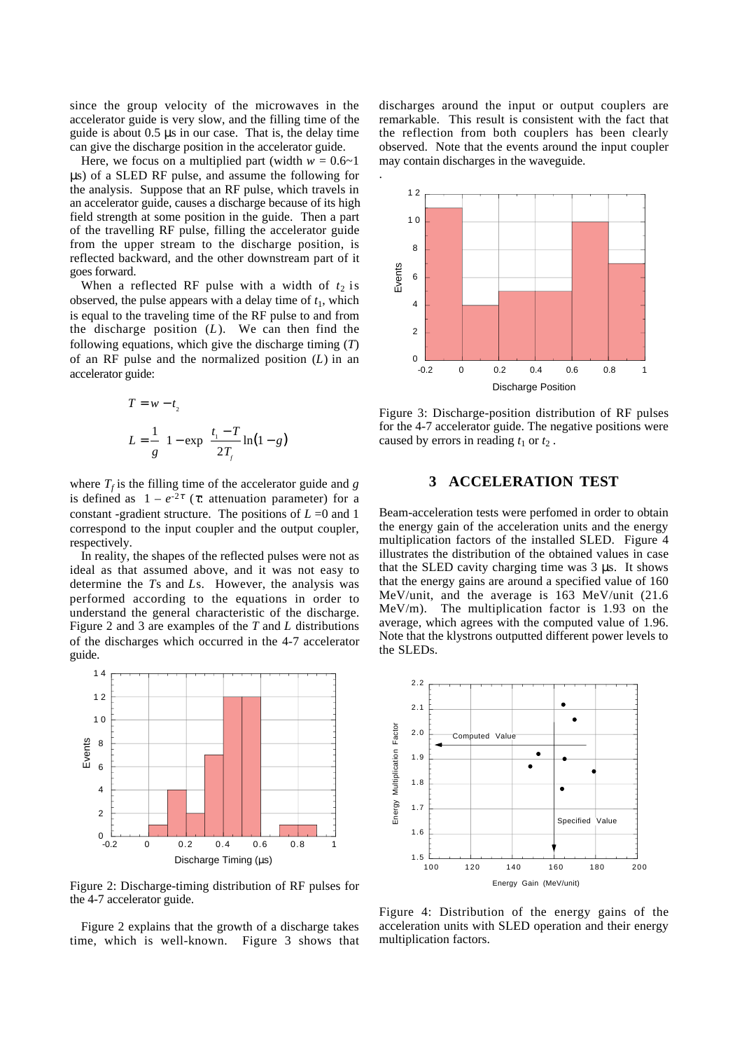since the group velocity of the microwaves in the accelerator guide is very slow, and the filling time of the guide is about 0.5 μs in our case. That is, the delay time can give the discharge position in the accelerator guide.

Here, we focus on a multiplied part (width $w = 0.6\sim1$ μs) of a SLED RF pulse, and assume the following for the analysis. Suppose that an RF pulse, which travels in an accelerator guide, causes a discharge because of its high field strength at some position in the guide. Then a part of the travelling RF pulse, filling the accelerator guide from the upper stream to the discharge position, is reflected backward, and the other downstream part of it goes forward.

When a reflected RF pulse with a width of $t_2$ is observed, the pulse appears with a delay time of $t_1$, which is equal to the traveling time of the RF pulse to and from the discharge position ($L$). We can then find the following equations, which give the discharge timing ($T$) of an RF pulse and the normalized position ($L$) in an accelerator guide:

$$T = w - t_2$$

$$L = \frac{1}{g}\left(1 - \exp\left(\frac{t_1 - T}{2T_f}\ln(1-g)\right)\right)$$

where $T_f$ is the filling time of the accelerator guide and $g$ is defined as $1 - e^{-2\tau}$ ($\tau$: attenuation parameter) for a constant -gradient structure. The positions of $L$ =0 and 1 correspond to the input coupler and the output coupler, respectively.

In reality, the shapes of the reflected pulses were not as ideal as that assumed above, and it was not easy to determine the $T$s and $L$s. However, the analysis was performed according to the equations in order to understand the general characteristic of the discharge. Figure 2 and 3 are examples of the $T$ and $L$ distributions of the discharges which occurred in the 4-7 accelerator guide.

Figure 2: Discharge-timing distribution of RF pulses for the 4-7 accelerator guide.

Figure 2 explains that the growth of a discharge takes time, which is well-known. Figure 3 shows that discharges around the input or output couplers are remarkable. This result is consistent with the fact that the reflection from both couplers has been clearly observed. Note that the events around the input coupler may contain discharges in the waveguide.

Figure 3: Discharge-position distribution of RF pulses for the 4-7 accelerator guide. The negative positions were caused by errors in reading $t_1$ or $t_2$.

## 3 ACCELERATION TEST

Beam-acceleration tests were perfomed in order to obtain the energy gain of the acceleration units and the energy multiplication factors of the installed SLED. Figure 4 illustrates the distribution of the obtained values in case that the SLED cavity charging time was 3 μs. It shows that the energy gains are around a specified value of 160 MeV/unit, and the average is 163 MeV/unit (21.6 MeV/m). The multiplication factor is 1.93 on the average, which agrees with the computed value of 1.96. Note that the klystrons outputted different power levels to the SLEDs.

Figure 4: Distribution of the energy gains of the acceleration units with SLED operation and their energy multiplication factors.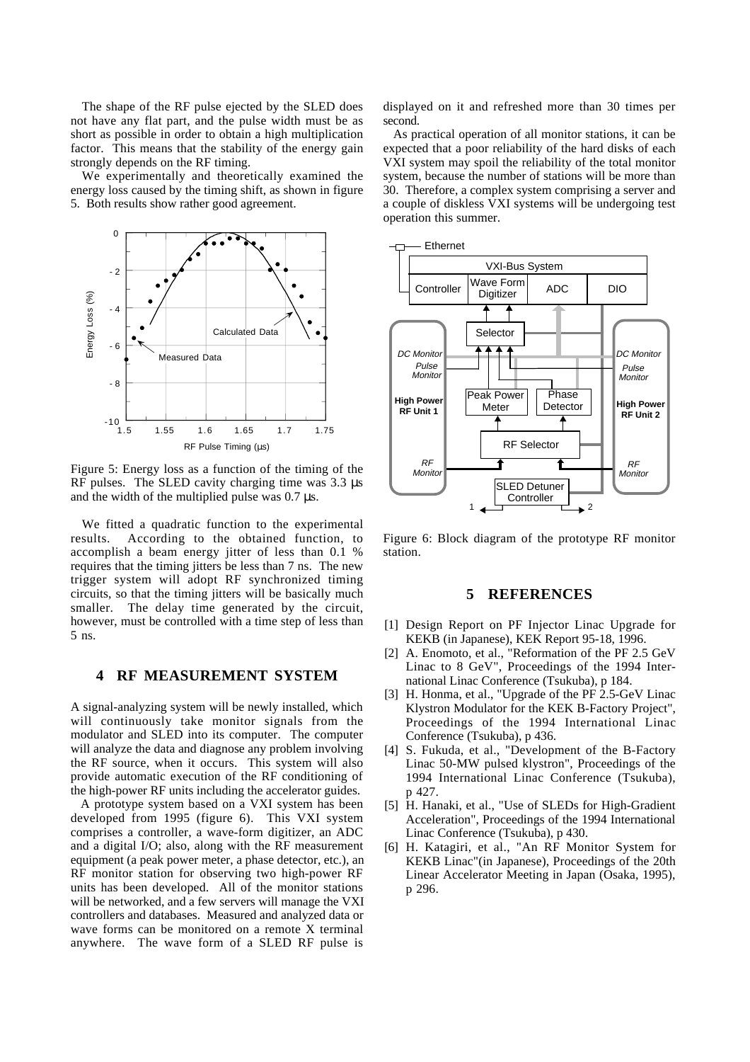The shape of the RF pulse ejected by the SLED does not have any flat part, and the pulse width must be as short as possible in order to obtain a high multiplication factor. This means that the stability of the energy gain strongly depends on the RF timing.

We experimentally and theoretically examined the energy loss caused by the timing shift, as shown in figure 5. Both results show rather good agreement.

0
- 2
- 4
- 6
- 8
-10
Energy Loss (%)
1.5
1.55
1.6
1.65
1.7
1.75
RF Pulse Timing (µs)
Calculated Data
Measured Data

Figure 5: Energy loss as a function of the timing of the RF pulses. The SLED cavity charging time was 3.3 µs and the width of the multiplied pulse was 0.7 µs.

We fitted a quadratic function to the experimental results. According to the obtained function, to accomplish a beam energy jitter of less than 0.1 % requires that the timing jitters be less than 7 ns. The new trigger system will adopt RF synchronized timing circuits, so that the timing jitters will be basically much smaller. The delay time generated by the circuit, however, must be controlled with a time step of less than 5 ns.

## 4 RF MEASUREMENT SYSTEM

A signal-analyzing system will be newly installed, which will continuously take monitor signals from the modulator and SLED into its computer. The computer will analyze the data and diagnose any problem involving the RF source, when it occurs. This system will also provide automatic execution of the RF conditioning of the high-power RF units including the accelerator guides.

A prototype system based on a VXI system has been developed from 1995 (figure 6). This VXI system comprises a controller, a wave-form digitizer, an ADC and a digital I/O; also, along with the RF measurement equipment (a peak power meter, a phase detector, etc.), an RF monitor station for observing two high-power RF units has been developed. All of the monitor stations will be networked, and a few servers will manage the VXI controllers and databases. Measured and analyzed data or wave forms can be monitored on a remote X terminal anywhere. The wave form of a SLED RF pulse is displayed on it and refreshed more than 30 times per second.

As practical operation of all monitor stations, it can be expected that a poor reliability of the hard disks of each VXI system may spoil the reliability of the total monitor system, because the number of stations will be more than 30. Therefore, a complex system comprising a server and a couple of diskless VXI systems will be undergoing test operation this summer.

Ethernet
VXI-Bus System
Controller
Wave Form Digitizer
ADC
DIO
Selector
DC Monitor
Pulse Monitor
High Power RF Unit 1
DC Monitor
Pulse Monitor
High Power RF Unit 2
Peak Power Meter
Phase Detector
RF Selector
RF Monitor
RF Monitor
SLED Detuner Controller
1
2

Figure 6: Block diagram of the prototype RF monitor station.

## 5 REFERENCES

[1] Design Report on PF Injector Linac Upgrade for KEKB (in Japanese), KEK Report 95-18, 1996.

[2] A. Enomoto, et al., "Reformation of the PF 2.5 GeV Linac to 8 GeV", Proceedings of the 1994 International Linac Conference (Tsukuba), p 184.

[3] H. Honma, et al., "Upgrade of the PF 2.5-GeV Linac Klystron Modulator for the KEK B-Factory Project", Proceedings of the 1994 International Linac Conference (Tsukuba), p 436.

[4] S. Fukuda, et al., "Development of the B-Factory Linac 50-MW pulsed klystron", Proceedings of the 1994 International Linac Conference (Tsukuba), p 427.

[5] H. Hanaki, et al., "Use of SLEDs for High-Gradient Acceleration", Proceedings of the 1994 International Linac Conference (Tsukuba), p 430.

[6] H. Katagiri, et al., "An RF Monitor System for KEKB Linac"(in Japanese), Proceedings of the 20th Linear Accelerator Meeting in Japan (Osaka, 1995), p 296.